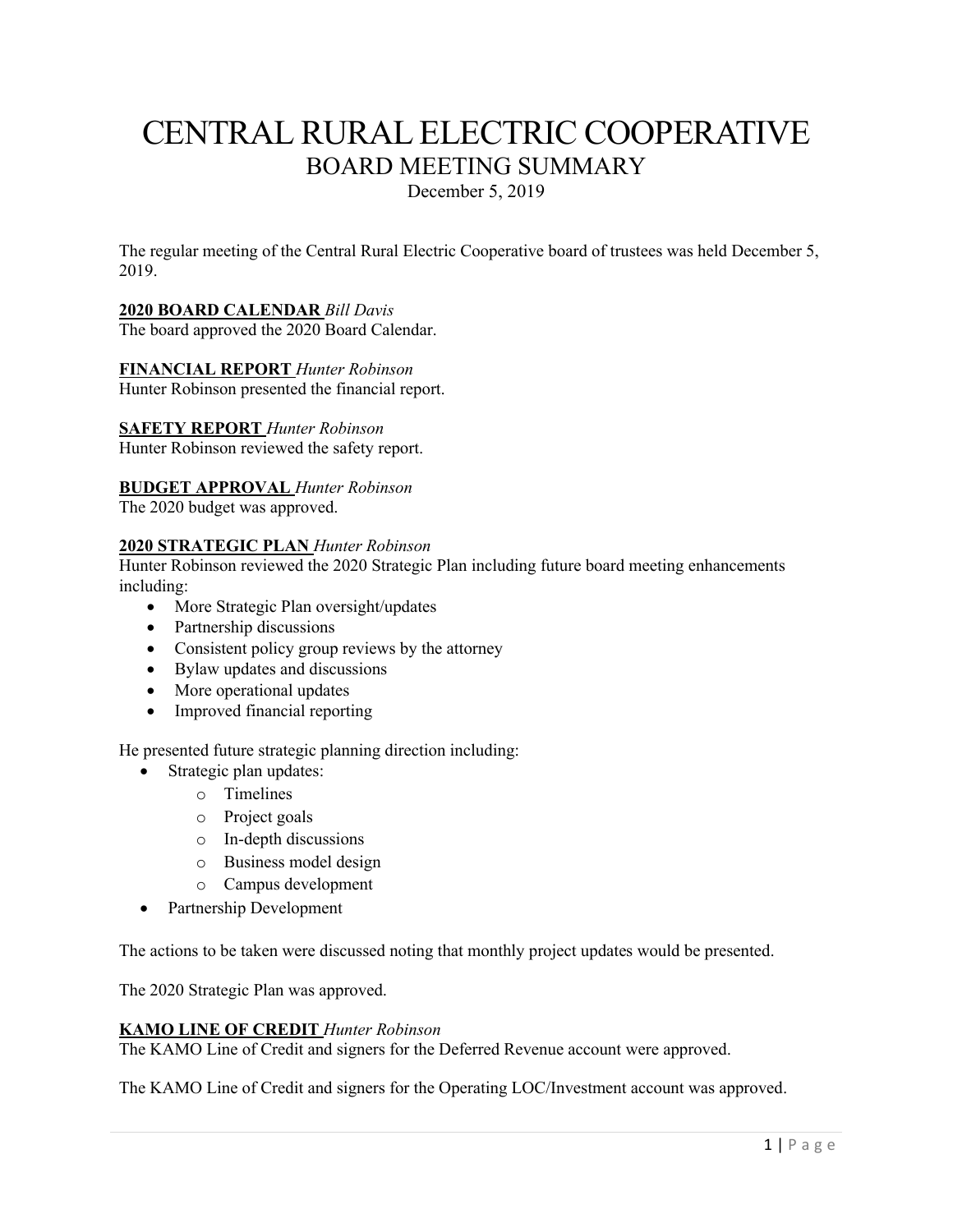# CENTRAL RURAL ELECTRIC COOPERATIVE

## BOARD MEETING SUMMARY

December 5, 2019

The regular meeting of the Central Rural Electric Cooperative board of trustees was held December 5, 2019.

**2020 BOARD CALENDAR** *Bill Davis*
The board approved the 2020 Board Calendar.

**FINANCIAL REPORT** *Hunter Robinson*
Hunter Robinson presented the financial report.

**SAFETY REPORT** *Hunter Robinson*
Hunter Robinson reviewed the safety report.

**BUDGET APPROVAL** *Hunter Robinson*
The 2020 budget was approved.

**2020 STRATEGIC PLAN** *Hunter Robinson*
Hunter Robinson reviewed the 2020 Strategic Plan including future board meeting enhancements including:

- More Strategic Plan oversight/updates
- Partnership discussions
- Consistent policy group reviews by the attorney
- Bylaw updates and discussions
- More operational updates
- Improved financial reporting

He presented future strategic planning direction including:

- Strategic plan updates:
  - Timelines
  - Project goals
  - In-depth discussions
  - Business model design
  - Campus development
- Partnership Development

The actions to be taken were discussed noting that monthly project updates would be presented.

The 2020 Strategic Plan was approved.

**KAMO LINE OF CREDIT** *Hunter Robinson*
The KAMO Line of Credit and signers for the Deferred Revenue account were approved.

The KAMO Line of Credit and signers for the Operating LOC/Investment account was approved.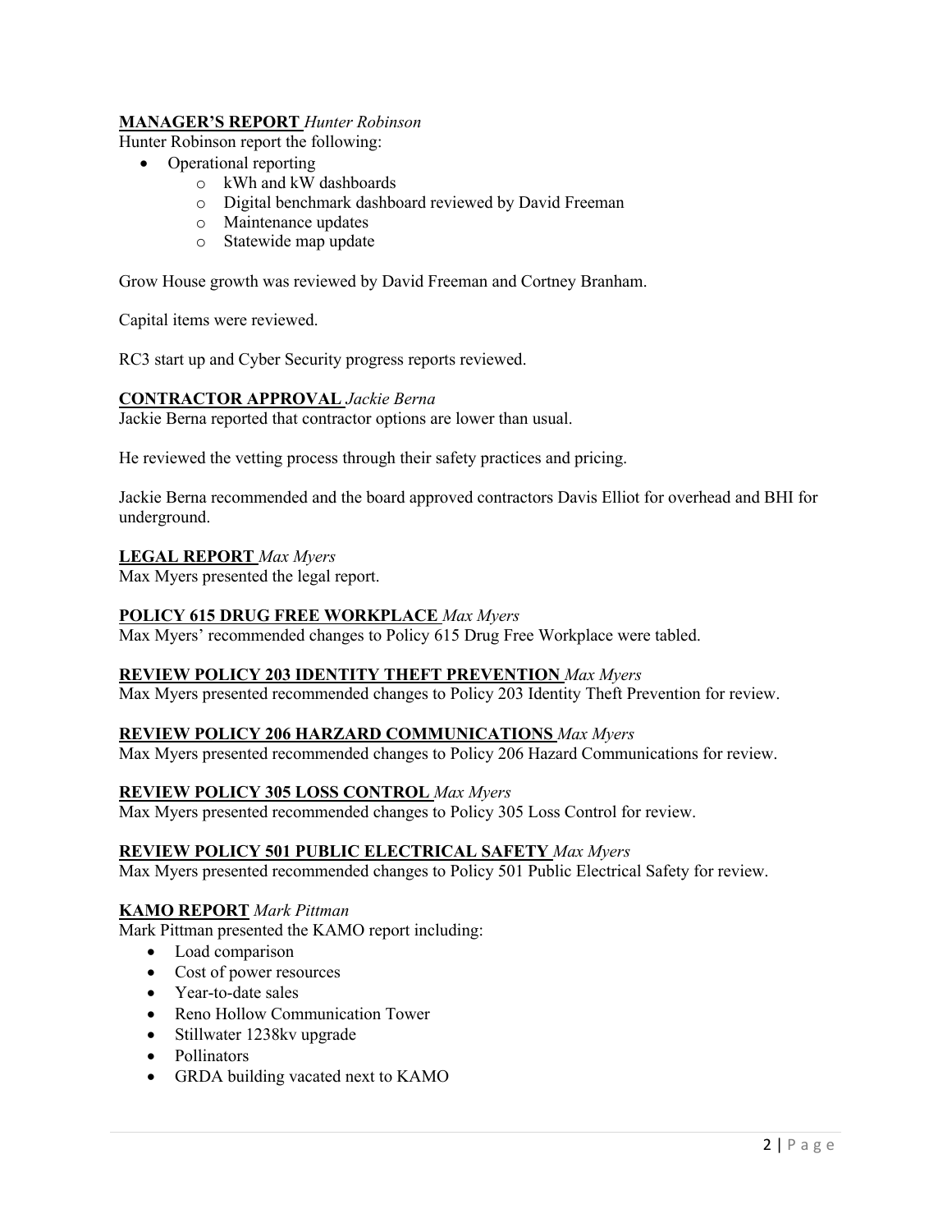**MANAGER'S REPORT** *Hunter Robinson*

Hunter Robinson report the following:

- Operational reporting
  - kWh and kW dashboards
  - Digital benchmark dashboard reviewed by David Freeman
  - Maintenance updates
  - Statewide map update

Grow House growth was reviewed by David Freeman and Cortney Branham.

Capital items were reviewed.

RC3 start up and Cyber Security progress reports reviewed.

**CONTRACTOR APPROVAL** *Jackie Berna*

Jackie Berna reported that contractor options are lower than usual.

He reviewed the vetting process through their safety practices and pricing.

Jackie Berna recommended and the board approved contractors Davis Elliot for overhead and BHI for underground.

**LEGAL REPORT** *Max Myers*

Max Myers presented the legal report.

**POLICY 615 DRUG FREE WORKPLACE** *Max Myers*

Max Myers' recommended changes to Policy 615 Drug Free Workplace were tabled.

**REVIEW POLICY 203 IDENTITY THEFT PREVENTION** *Max Myers*

Max Myers presented recommended changes to Policy 203 Identity Theft Prevention for review.

**REVIEW POLICY 206 HARZARD COMMUNICATIONS** *Max Myers*

Max Myers presented recommended changes to Policy 206 Hazard Communications for review.

**REVIEW POLICY 305 LOSS CONTROL** *Max Myers*

Max Myers presented recommended changes to Policy 305 Loss Control for review.

**REVIEW POLICY 501 PUBLIC ELECTRICAL SAFETY** *Max Myers*

Max Myers presented recommended changes to Policy 501 Public Electrical Safety for review.

**KAMO REPORT** *Mark Pittman*

Mark Pittman presented the KAMO report including:

- Load comparison
- Cost of power resources
- Year-to-date sales
- Reno Hollow Communication Tower
- Stillwater 1238kv upgrade
- Pollinators
- GRDA building vacated next to KAMO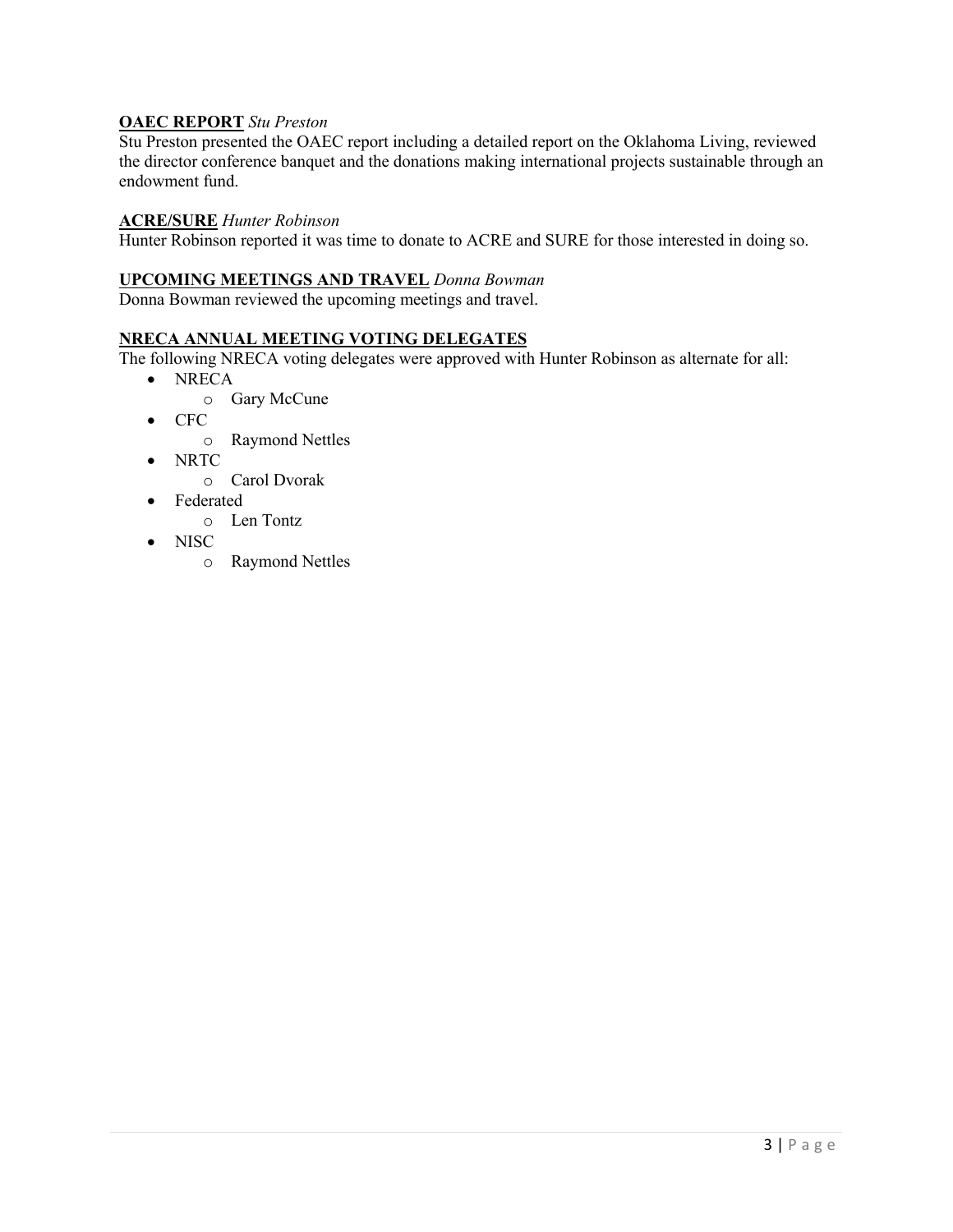**OAEC REPORT** *Stu Preston*

Stu Preston presented the OAEC report including a detailed report on the Oklahoma Living, reviewed the director conference banquet and the donations making international projects sustainable through an endowment fund.

**ACRE/SURE** *Hunter Robinson*

Hunter Robinson reported it was time to donate to ACRE and SURE for those interested in doing so.

**UPCOMING MEETINGS AND TRAVEL** *Donna Bowman*

Donna Bowman reviewed the upcoming meetings and travel.

**NRECA ANNUAL MEETING VOTING DELEGATES**

The following NRECA voting delegates were approved with Hunter Robinson as alternate for all:

- NRECA
  - Gary McCune
- CFC
  - Raymond Nettles
- NRTC
  - Carol Dvorak
- Federated
  - Len Tontz
- NISC
  - Raymond Nettles